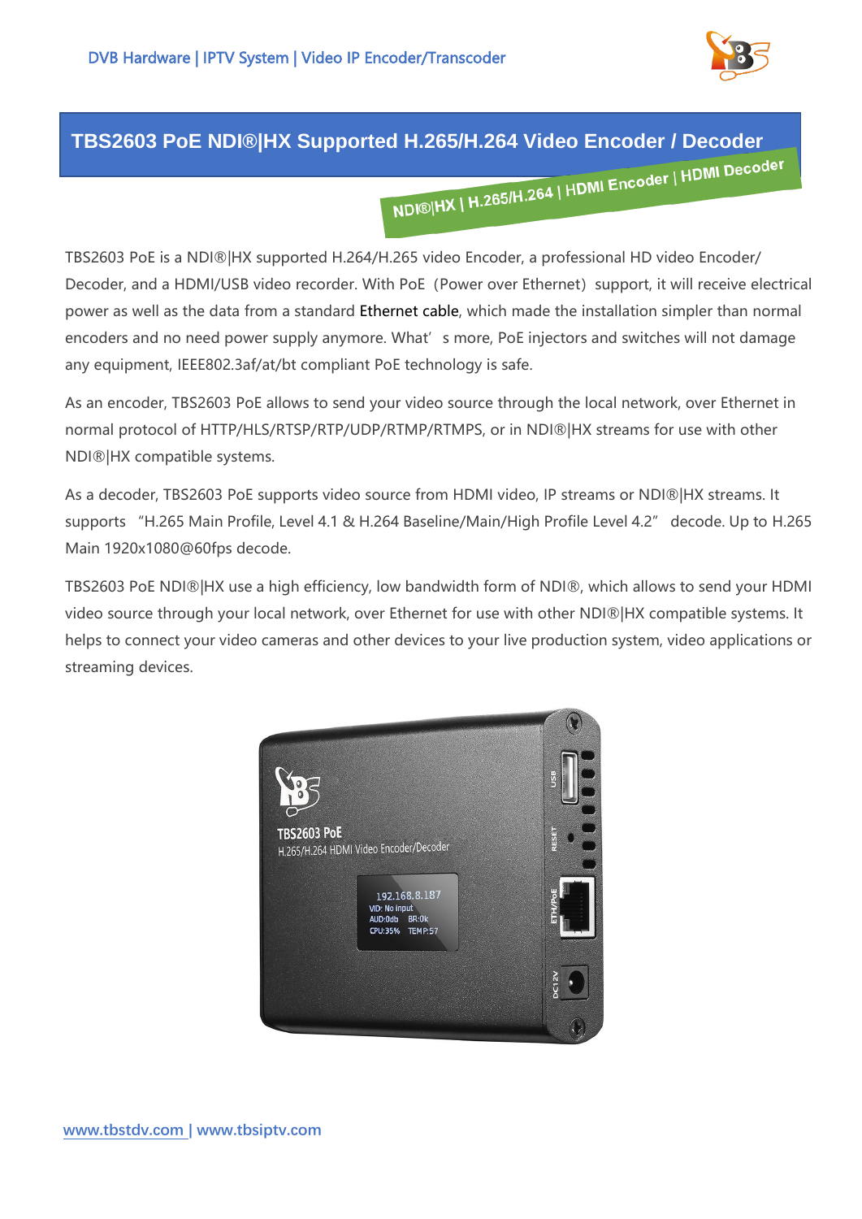DVB Hardware | IPTV System | Video IP Encoder/Transcoder

# TBS2603 PoE NDI®|HX Supported H.265/H.264 Video Encoder / Decoder

**NDI®|HX | H.265/H.264 | HDMI Encoder | HDMI Decoder**

TBS2603 PoE is a NDI®|HX supported H.264/H.265 video Encoder, a professional HD video Encoder/ Decoder, and a HDMI/USB video recorder. With PoE (Power over Ethernet) support, it will receive electrical power as well as the data from a standard Ethernet cable, which made the installation simpler than normal encoders and no need power supply anymore. What's more, PoE injectors and switches will not damage any equipment, IEEE802.3af/at/bt compliant PoE technology is safe.

As an encoder, TBS2603 PoE allows to send your video source through the local network, over Ethernet in normal protocol of HTTP/HLS/RTSP/RTP/UDP/RTMP/RTMPS, or in NDI®|HX streams for use with other NDI®|HX compatible systems.

As a decoder, TBS2603 PoE supports video source from HDMI video, IP streams or NDI®|HX streams. It supports "H.265 Main Profile, Level 4.1 & H.264 Baseline/Main/High Profile Level 4.2" decode. Up to H.265 Main 1920x1080@60fps decode.

TBS2603 PoE NDI®|HX use a high efficiency, low bandwidth form of NDI®, which allows to send your HDMI video source through your local network, over Ethernet for use with other NDI®|HX compatible systems. It helps to connect your video cameras and other devices to your live production system, video applications or streaming devices.

www.tbstdv.com | www.tbsiptv.com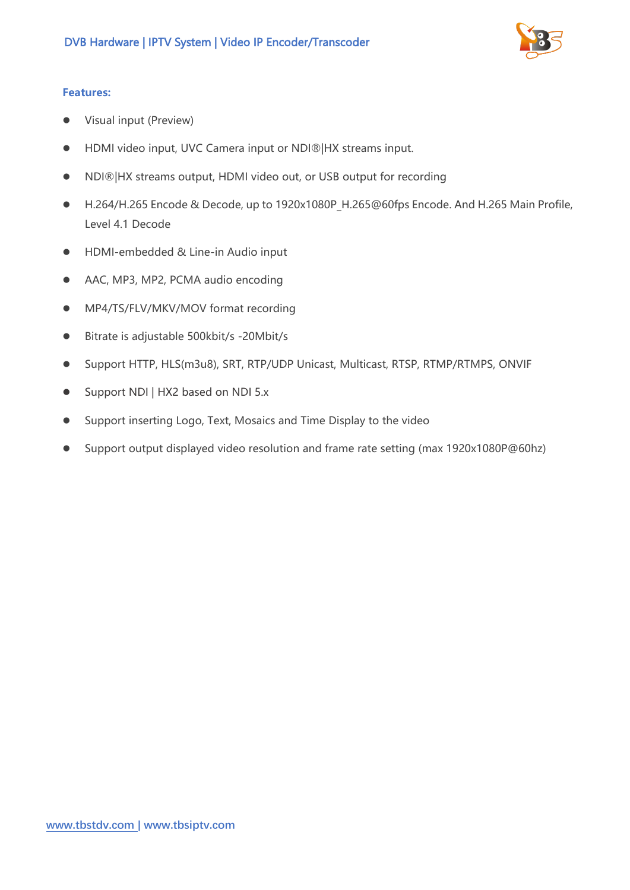**Features:**

- Visual input (Preview)
- HDMI video input, UVC Camera input or NDI®|HX streams input.
- NDI®|HX streams output, HDMI video out, or USB output for recording
- H.264/H.265 Encode & Decode, up to 1920x1080P_H.265@60fps Encode. And H.265 Main Profile, Level 4.1 Decode
- HDMI-embedded & Line-in Audio input
- AAC, MP3, MP2, PCMA audio encoding
- MP4/TS/FLV/MKV/MOV format recording
- Bitrate is adjustable 500kbit/s -20Mbit/s
- Support HTTP, HLS(m3u8), SRT, RTP/UDP Unicast, Multicast, RTSP, RTMP/RTMPS, ONVIF
- Support NDI | HX2 based on NDI 5.x
- Support inserting Logo, Text, Mosaics and Time Display to the video
- Support output displayed video resolution and frame rate setting (max 1920x1080P@60hz)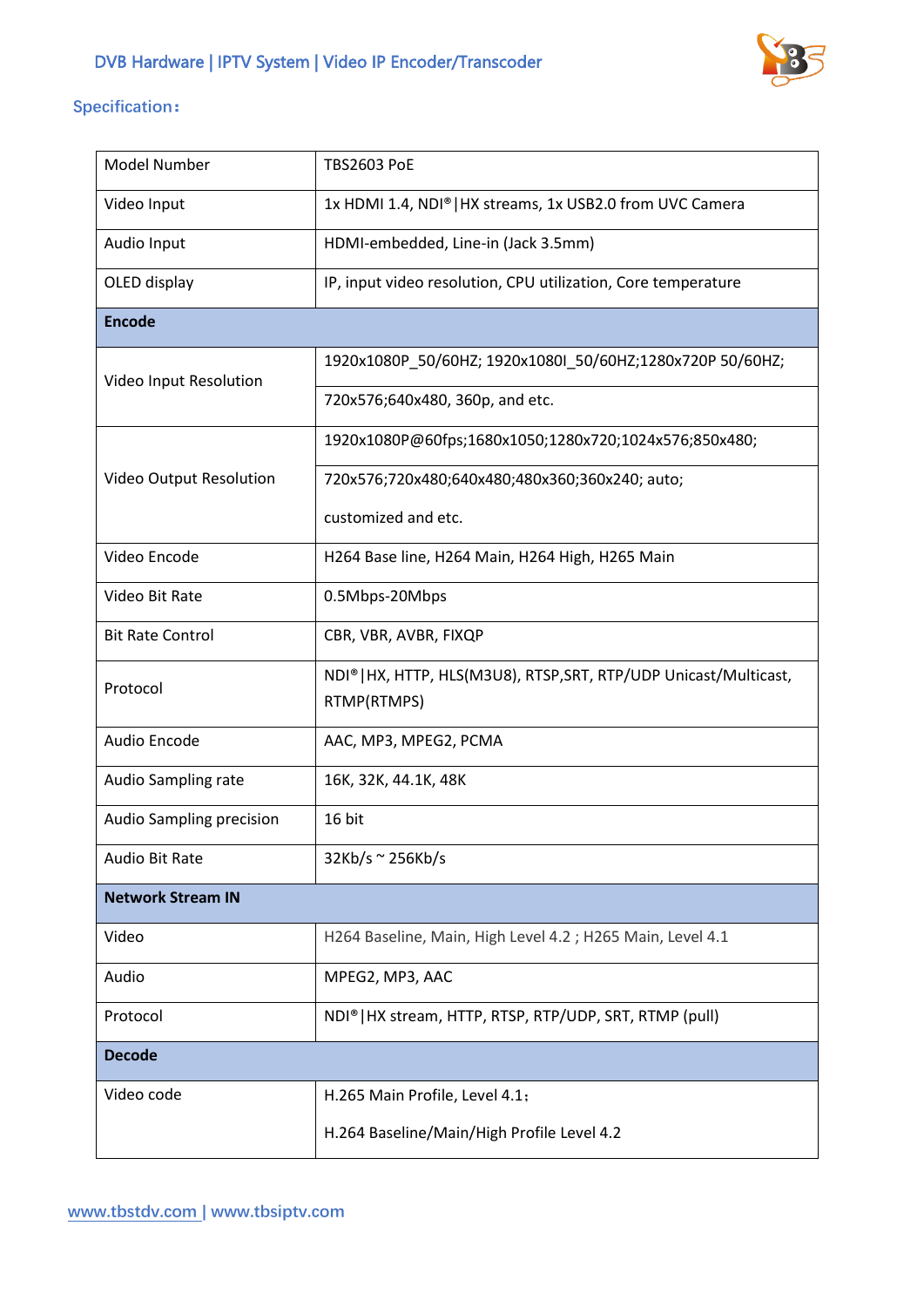Specification：

| Model Number | TBS2603 PoE |
| --- | --- |
| Video Input | 1x HDMI 1.4, NDI®\|HX streams, 1x USB2.0 from UVC Camera |
| Audio Input | HDMI-embedded, Line-in (Jack 3.5mm) |
| OLED display | IP, input video resolution, CPU utilization, Core temperature |
| **Encode** | |
| Video Input Resolution | 1920x1080P_50/60HZ; 1920x1080I_50/60HZ;1280x720P 50/60HZ; |
| | 720x576;640x480, 360p, and etc. |
| Video Output Resolution | 1920x1080P@60fps;1680x1050;1280x720;1024x576;850x480; |
| | 720x576;720x480;640x480;480x360;360x240; auto; customized and etc. |
| Video Encode | H264 Base line, H264 Main, H264 High, H265 Main |
| Video Bit Rate | 0.5Mbps-20Mbps |
| Bit Rate Control | CBR, VBR, AVBR, FIXQP |
| Protocol | NDI®\|HX, HTTP, HLS(M3U8), RTSP,SRT, RTP/UDP Unicast/Multicast, RTMP(RTMPS) |
| Audio Encode | AAC, MP3, MPEG2, PCMA |
| Audio Sampling rate | 16K, 32K, 44.1K, 48K |
| Audio Sampling precision | 16 bit |
| Audio Bit Rate | 32Kb/s ~ 256Kb/s |
| **Network Stream IN** | |
| Video | H264 Baseline, Main, High Level 4.2 ; H265 Main, Level 4.1 |
| Audio | MPEG2, MP3, AAC |
| Protocol | NDI®\|HX stream, HTTP, RTSP, RTP/UDP, SRT, RTMP (pull) |
| **Decode** | |
| Video code | H.265 Main Profile, Level 4.1； H.264 Baseline/Main/High Profile Level 4.2 |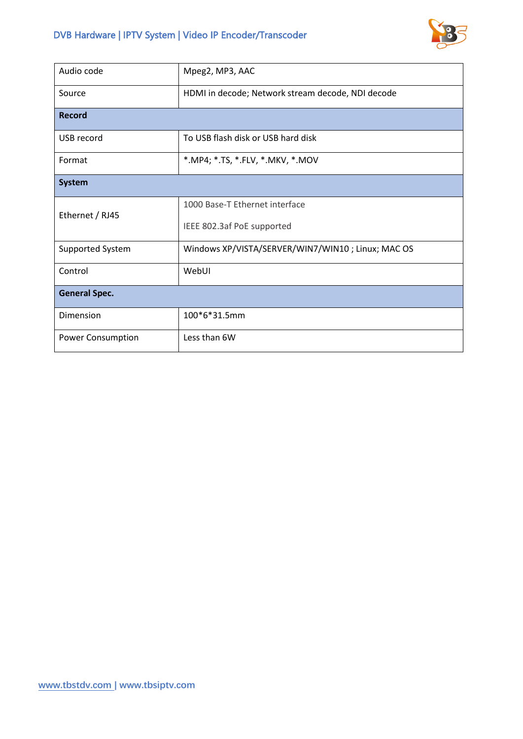| | |
|---|---|
| Audio code | Mpeg2, MP3, AAC |
| Source | HDMI in decode; Network stream decode, NDI decode |
| **Record** | |
| USB record | To USB flash disk or USB hard disk |
| Format | *.MP4; *.TS, *.FLV, *.MKV, *.MOV |
| **System** | |
| Ethernet / RJ45 | 1000 Base-T Ethernet interface<br><br>IEEE 802.3af PoE supported |
| Supported System | Windows XP/VISTA/SERVER/WIN7/WIN10 ; Linux; MAC OS |
| Control | WebUI |
| **General Spec.** | |
| Dimension | 100*6*31.5mm |
| Power Consumption | Less than 6W |